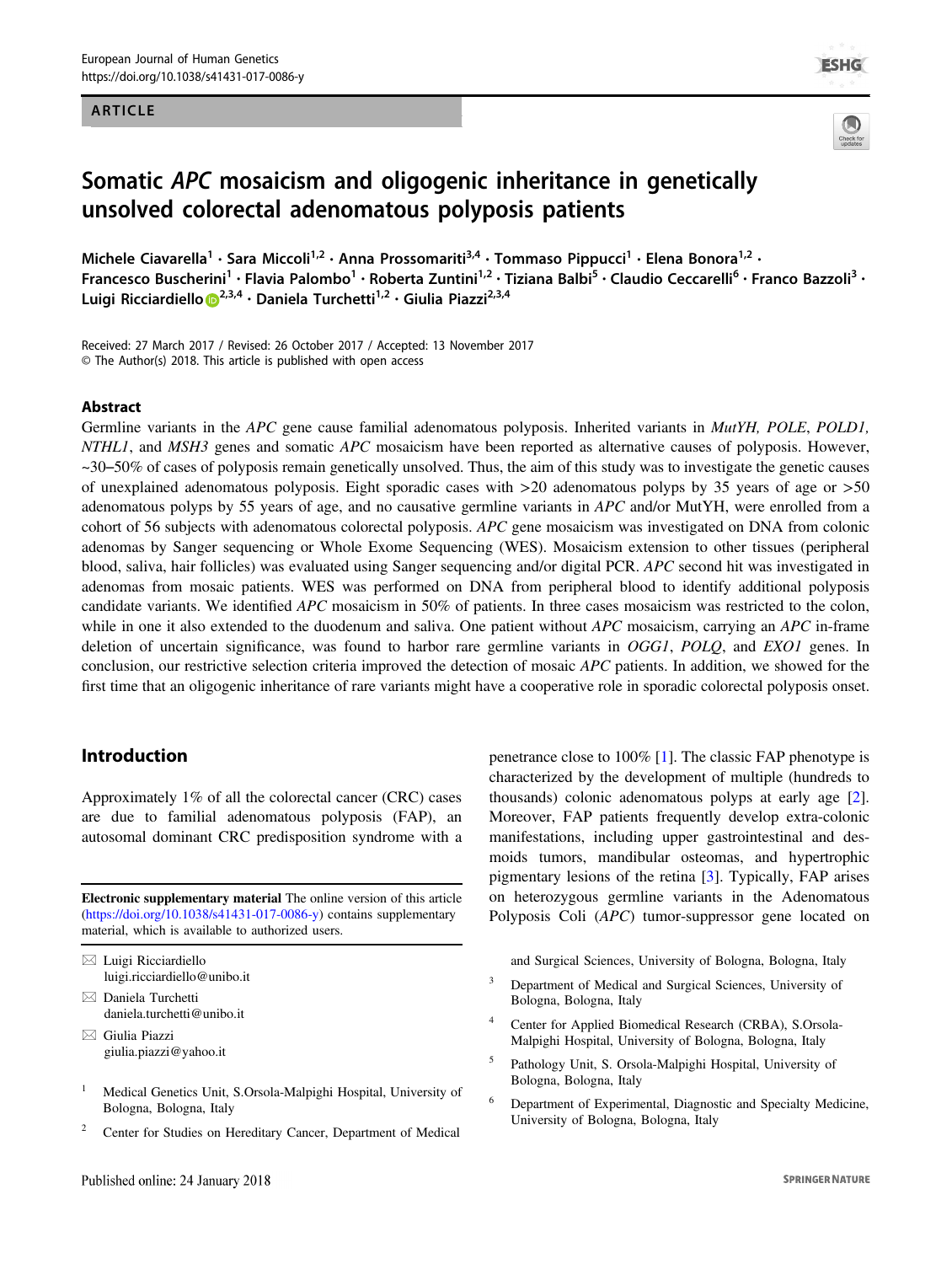ARTICLE

# Somatic *APC* mosaicism and oligogenic inheritance in genetically unsolved colorectal adenomatous polyposis patients

Michele Ciavarella[1] · Sara Miccoli[1,2] · Anna Prossomariti[3,4] · Tommaso Pippucci[1] · Elena Bonora[1,2] · Francesco Buscherini[1] · Flavia Palombo[1] · Roberta Zuntini[1,2] · Tiziana Balbi[5] · Claudio Ceccarelli[6] · Franco Bazzoli[3] · Luigi Ricciardiello[2,3,4] · Daniela Turchetti[1,2] · Giulia Piazzi[2,3,4]

Received: 27 March 2017 / Revised: 26 October 2017 / Accepted: 13 November 2017
© The Author(s) 2018. This article is published with open access

## Abstract

Germline variants in the *APC* gene cause familial adenomatous polyposis. Inherited variants in *MutYH, POLE*, *POLD1, NTHL1*, and *MSH3* genes and somatic *APC* mosaicism have been reported as alternative causes of polyposis. However, ~30–50% of cases of polyposis remain genetically unsolved. Thus, the aim of this study was to investigate the genetic causes of unexplained adenomatous polyposis. Eight sporadic cases with >20 adenomatous polyps by 35 years of age or >50 adenomatous polyps by 55 years of age, and no causative germline variants in *APC* and/or MutYH, were enrolled from a cohort of 56 subjects with adenomatous colorectal polyposis. *APC* gene mosaicism was investigated on DNA from colonic adenomas by Sanger sequencing or Whole Exome Sequencing (WES). Mosaicism extension to other tissues (peripheral blood, saliva, hair follicles) was evaluated using Sanger sequencing and/or digital PCR. *APC* second hit was investigated in adenomas from mosaic patients. WES was performed on DNA from peripheral blood to identify additional polyposis candidate variants. We identified *APC* mosaicism in 50% of patients. In three cases mosaicism was restricted to the colon, while in one it also extended to the duodenum and saliva. One patient without *APC* mosaicism, carrying an *APC* in-frame deletion of uncertain significance, was found to harbor rare germline variants in *OGG1*, *POLQ*, and *EXO1* genes. In conclusion, our restrictive selection criteria improved the detection of mosaic *APC* patients. In addition, we showed for the first time that an oligogenic inheritance of rare variants might have a cooperative role in sporadic colorectal polyposis onset.

## Introduction

Approximately 1% of all the colorectal cancer (CRC) cases are due to familial adenomatous polyposis (FAP), an autosomal dominant CRC predisposition syndrome with a penetrance close to 100% [1]. The classic FAP phenotype is characterized by the development of multiple (hundreds to thousands) colonic adenomatous polyps at early age [2]. Moreover, FAP patients frequently develop extra-colonic manifestations, including upper gastrointestinal and desmoids tumors, mandibular osteomas, and hypertrophic pigmentary lesions of the retina [3]. Typically, FAP arises on heterozygous germline variants in the Adenomatous Polyposis Coli (*APC*) tumor-suppressor gene located on

**Electronic supplementary material** The online version of this article (https://doi.org/10.1038/s41431-017-0086-y) contains supplementary material, which is available to authorized users.

✉ Luigi Ricciardiello
luigi.ricciardiello@unibo.it

✉ Daniela Turchetti
daniela.turchetti@unibo.it

✉ Giulia Piazzi
giulia.piazzi@yahoo.it

1 Medical Genetics Unit, S.Orsola-Malpighi Hospital, University of Bologna, Bologna, Italy

2 Center for Studies on Hereditary Cancer, Department of Medical and Surgical Sciences, University of Bologna, Bologna, Italy

3 Department of Medical and Surgical Sciences, University of Bologna, Bologna, Italy

4 Center for Applied Biomedical Research (CRBA), S.Orsola-Malpighi Hospital, University of Bologna, Bologna, Italy

5 Pathology Unit, S. Orsola-Malpighi Hospital, University of Bologna, Bologna, Italy

6 Department of Experimental, Diagnostic and Specialty Medicine, University of Bologna, Bologna, Italy

Published online: 24 January 2018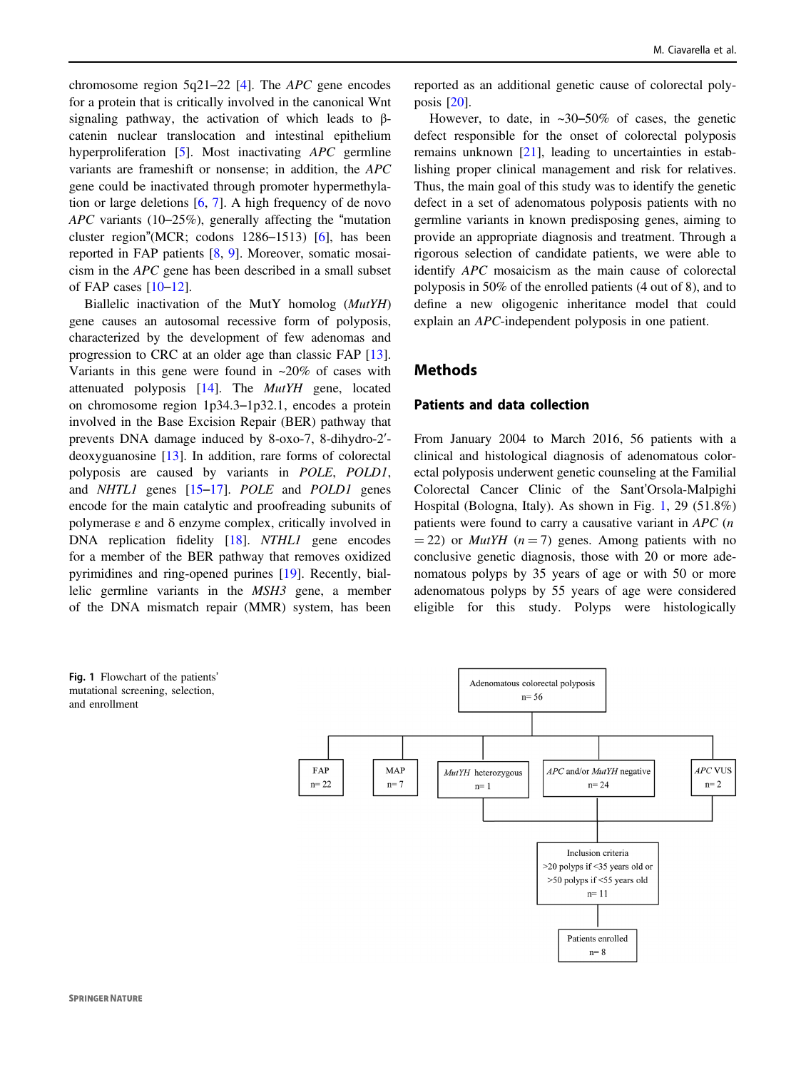chromosome region 5q21‒22 [4]. The *APC* gene encodes for a protein that is critically involved in the canonical Wnt signaling pathway, the activation of which leads to β-catenin nuclear translocation and intestinal epithelium hyperproliferation [5]. Most inactivating *APC* germline variants are frameshift or nonsense; in addition, the *APC* gene could be inactivated through promoter hypermethylation or large deletions [6, 7]. A high frequency of de novo *APC* variants (10–25%), generally affecting the "mutation cluster region"(MCR; codons 1286–1513) [6], has been reported in FAP patients [8, 9]. Moreover, somatic mosaicism in the *APC* gene has been described in a small subset of FAP cases [10–12].

Biallelic inactivation of the MutY homolog (*MutYH*) gene causes an autosomal recessive form of polyposis, characterized by the development of few adenomas and progression to CRC at an older age than classic FAP [13]. Variants in this gene were found in ~20% of cases with attenuated polyposis [14]. The *MutYH* gene, located on chromosome region 1p34.3‒1p32.1, encodes a protein involved in the Base Excision Repair (BER) pathway that prevents DNA damage induced by 8-oxo-7, 8-dihydro-2′-deoxyguanosine [13]. In addition, rare forms of colorectal polyposis are caused by variants in *POLE*, *POLD1*, and *NHTL1* genes [15–17]. *POLE* and *POLD1* genes encode for the main catalytic and proofreading subunits of polymerase ε and δ enzyme complex, critically involved in DNA replication fidelity [18]. *NTHL1* gene encodes for a member of the BER pathway that removes oxidized pyrimidines and ring-opened purines [19]. Recently, biallelic germline variants in the *MSH3* gene, a member of the DNA mismatch repair (MMR) system, has been reported as an additional genetic cause of colorectal polyposis [20].

However, to date, in ~30–50% of cases, the genetic defect responsible for the onset of colorectal polyposis remains unknown [21], leading to uncertainties in establishing proper clinical management and risk for relatives. Thus, the main goal of this study was to identify the genetic defect in a set of adenomatous polyposis patients with no germline variants in known predisposing genes, aiming to provide an appropriate diagnosis and treatment. Through a rigorous selection of candidate patients, we were able to identify *APC* mosaicism as the main cause of colorectal polyposis in 50% of the enrolled patients (4 out of 8), and to define a new oligogenic inheritance model that could explain an *APC*-independent polyposis in one patient.

## Methods

### Patients and data collection

From January 2004 to March 2016, 56 patients with a clinical and histological diagnosis of adenomatous colorectal polyposis underwent genetic counseling at the Familial Colorectal Cancer Clinic of the Sant'Orsola-Malpighi Hospital (Bologna, Italy). As shown in Fig. 1, 29 (51.8%) patients were found to carry a causative variant in *APC* ($n = 22$) or *MutYH* ($n = 7$) genes. Among patients with no conclusive genetic diagnosis, those with 20 or more adenomatous polyps by 35 years of age or with 50 or more adenomatous polyps by 55 years of age were considered eligible for this study. Polyps were histologically

```
Adenomatous colorectal polyposis
n= 56
├── FAP n= 22
├── MAP n= 7
├── MutYH heterozygous n= 1 ──┐
├── APC and/or MutYH negative n= 24 ──┼── Inclusion criteria
└── APC VUS n= 2 ──┘              >20 polyps if <35 years old or
                                   >50 polyps if <55 years old
                                   n= 11
                                      │
                                   Patients enrolled
                                   n= 8
```

**Fig. 1** Flowchart of the patients' mutational screening, selection, and enrollment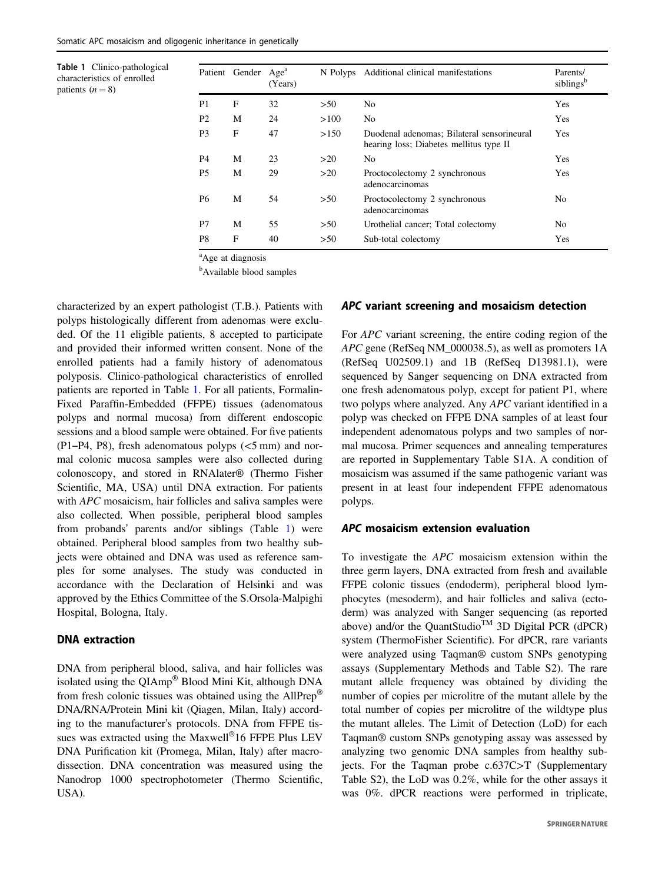**Table 1** Clinico-pathological characteristics of enrolled patients ($n = 8$)

| Patient | Gender | Age[a] (Years) | N Polyps | Additional clinical manifestations | Parents/ siblings[b] |
|---|---|---|---|---|---|
| P1 | F | 32 | >50 | No | Yes |
| P2 | M | 24 | >100 | No | Yes |
| P3 | F | 47 | >150 | Duodenal adenomas; Bilateral sensorineural hearing loss; Diabetes mellitus type II | Yes |
| P4 | M | 23 | >20 | No | Yes |
| P5 | M | 29 | >20 | Proctocolectomy 2 synchronous adenocarcinomas | Yes |
| P6 | M | 54 | >50 | Proctocolectomy 2 synchronous adenocarcinomas | No |
| P7 | M | 55 | >50 | Urothelial cancer; Total colectomy | No |
| P8 | F | 40 | >50 | Sub-total colectomy | Yes |

[a]Age at diagnosis

[b]Available blood samples

characterized by an expert pathologist (T.B.). Patients with polyps histologically different from adenomas were excluded. Of the 11 eligible patients, 8 accepted to participate and provided their informed written consent. None of the enrolled patients had a family history of adenomatous polyposis. Clinico-pathological characteristics of enrolled patients are reported in Table 1. For all patients, Formalin-Fixed Paraffin-Embedded (FFPE) tissues (adenomatous polyps and normal mucosa) from different endoscopic sessions and a blood sample were obtained. For five patients (P1–P4, P8), fresh adenomatous polyps (<5 mm) and normal colonic mucosa samples were also collected during colonoscopy, and stored in RNAlater® (Thermo Fisher Scientific, MA, USA) until DNA extraction. For patients with *APC* mosaicism, hair follicles and saliva samples were also collected. When possible, peripheral blood samples from probands' parents and/or siblings (Table 1) were obtained. Peripheral blood samples from two healthy subjects were obtained and DNA was used as reference samples for some analyses. The study was conducted in accordance with the Declaration of Helsinki and was approved by the Ethics Committee of the S.Orsola-Malpighi Hospital, Bologna, Italy.

## DNA extraction

DNA from peripheral blood, saliva, and hair follicles was isolated using the QIAmp® Blood Mini Kit, although DNA from fresh colonic tissues was obtained using the AllPrep® DNA/RNA/Protein Mini kit (Qiagen, Milan, Italy) according to the manufacturer's protocols. DNA from FFPE tissues was extracted using the Maxwell®16 FFPE Plus LEV DNA Purification kit (Promega, Milan, Italy) after macrodissection. DNA concentration was measured using the Nanodrop 1000 spectrophotometer (Thermo Scientific, USA).

## *APC* variant screening and mosaicism detection

For *APC* variant screening, the entire coding region of the *APC* gene (RefSeq NM_000038.5), as well as promoters 1A (RefSeq U02509.1) and 1B (RefSeq D13981.1), were sequenced by Sanger sequencing on DNA extracted from one fresh adenomatous polyp, except for patient P1, where two polyps where analyzed. Any *APC* variant identified in a polyp was checked on FFPE DNA samples of at least four independent adenomatous polyps and two samples of normal mucosa. Primer sequences and annealing temperatures are reported in Supplementary Table S1A. A condition of mosaicism was assumed if the same pathogenic variant was present in at least four independent FFPE adenomatous polyps.

## *APC* mosaicism extension evaluation

To investigate the *APC* mosaicism extension within the three germ layers, DNA extracted from fresh and available FFPE colonic tissues (endoderm), peripheral blood lymphocytes (mesoderm), and hair follicles and saliva (ectoderm) was analyzed with Sanger sequencing (as reported above) and/or the QuantStudio™ 3D Digital PCR (dPCR) system (ThermoFisher Scientific). For dPCR, rare variants were analyzed using Taqman® custom SNPs genotyping assays (Supplementary Methods and Table S2). The rare mutant allele frequency was obtained by dividing the number of copies per microlitre of the mutant allele by the total number of copies per microlitre of the wildtype plus the mutant alleles. The Limit of Detection (LoD) for each Taqman® custom SNPs genotyping assay was assessed by analyzing two genomic DNA samples from healthy subjects. For the Taqman probe c.637C>T (Supplementary Table S2), the LoD was 0.2%, while for the other assays it was 0%. dPCR reactions were performed in triplicate,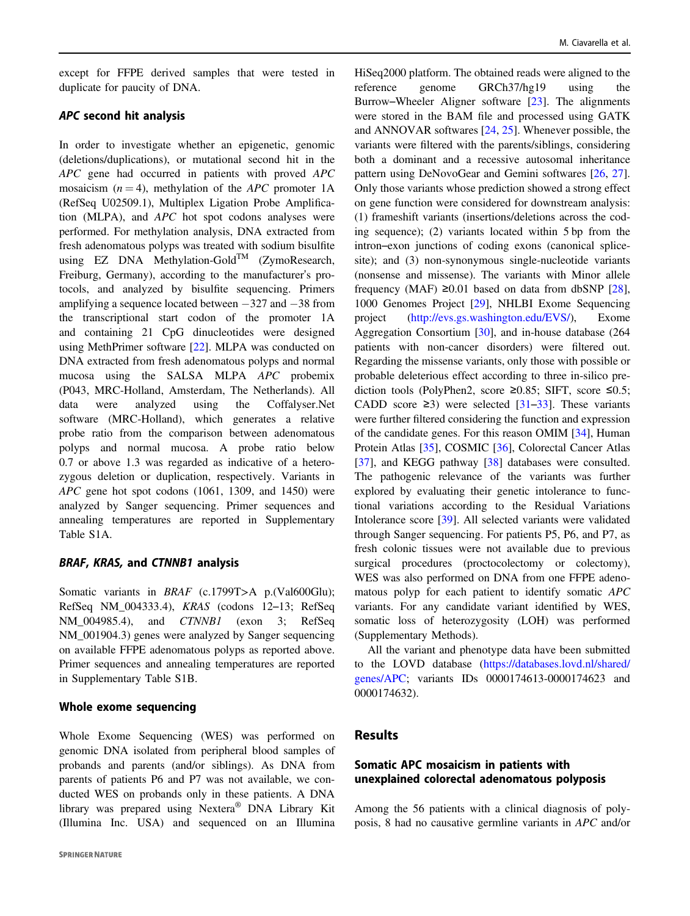except for FFPE derived samples that were tested in duplicate for paucity of DNA.

### *APC* second hit analysis

In order to investigate whether an epigenetic, genomic (deletions/duplications), or mutational second hit in the *APC* gene had occurred in patients with proved *APC* mosaicism ($n = 4$), methylation of the *APC* promoter 1A (RefSeq U02509.1), Multiplex Ligation Probe Amplification (MLPA), and *APC* hot spot codons analyses were performed. For methylation analysis, DNA extracted from fresh adenomatous polyps was treated with sodium bisulfite using EZ DNA Methylation-Gold™ (ZymoResearch, Freiburg, Germany), according to the manufacturer's protocols, and analyzed by bisulfite sequencing. Primers amplifying a sequence located between −327 and −38 from the transcriptional start codon of the promoter 1A and containing 21 CpG dinucleotides were designed using MethPrimer software [22]. MLPA was conducted on DNA extracted from fresh adenomatous polyps and normal mucosa using the SALSA MLPA *APC* probemix (P043, MRC-Holland, Amsterdam, The Netherlands). All data were analyzed using the Coffalyser.Net software (MRC-Holland), which generates a relative probe ratio from the comparison between adenomatous polyps and normal mucosa. A probe ratio below 0.7 or above 1.3 was regarded as indicative of a heterozygous deletion or duplication, respectively. Variants in *APC* gene hot spot codons (1061, 1309, and 1450) were analyzed by Sanger sequencing. Primer sequences and annealing temperatures are reported in Supplementary Table S1A.

### *BRAF*, *KRAS*, and *CTNNB1* analysis

Somatic variants in *BRAF* (c.1799T>A p.(Val600Glu); RefSeq NM_004333.4), *KRAS* (codons 12–13; RefSeq NM_004985.4), and *CTNNB1* (exon 3; RefSeq NM_001904.3) genes were analyzed by Sanger sequencing on available FFPE adenomatous polyps as reported above. Primer sequences and annealing temperatures are reported in Supplementary Table S1B.

### Whole exome sequencing

Whole Exome Sequencing (WES) was performed on genomic DNA isolated from peripheral blood samples of probands and parents (and/or siblings). As DNA from parents of patients P6 and P7 was not available, we conducted WES on probands only in these patients. A DNA library was prepared using Nextera® DNA Library Kit (Illumina Inc. USA) and sequenced on an Illumina HiSeq2000 platform. The obtained reads were aligned to the reference genome GRCh37/hg19 using the Burrow–Wheeler Aligner software [23]. The alignments were stored in the BAM file and processed using GATK and ANNOVAR softwares [24, 25]. Whenever possible, the variants were filtered with the parents/siblings, considering both a dominant and a recessive autosomal inheritance pattern using DeNovoGear and Gemini softwares [26, 27]. Only those variants whose prediction showed a strong effect on gene function were considered for downstream analysis: (1) frameshift variants (insertions/deletions across the coding sequence); (2) variants located within 5 bp from the intron–exon junctions of coding exons (canonical splice-site); and (3) non-synonymous single-nucleotide variants (nonsense and missense). The variants with Minor allele frequency (MAF) ≥0.01 based on data from dbSNP [28], 1000 Genomes Project [29], NHLBI Exome Sequencing project (http://evs.gs.washington.edu/EVS/), Exome Aggregation Consortium [30], and in-house database (264 patients with non-cancer disorders) were filtered out. Regarding the missense variants, only those with possible or probable deleterious effect according to three in-silico prediction tools (PolyPhen2, score ≥0.85; SIFT, score ≤0.5; CADD score ≥3) were selected [31–33]. These variants were further filtered considering the function and expression of the candidate genes. For this reason OMIM [34], Human Protein Atlas [35], COSMIC [36], Colorectal Cancer Atlas [37], and KEGG pathway [38] databases were consulted. The pathogenic relevance of the variants was further explored by evaluating their genetic intolerance to functional variations according to the Residual Variations Intolerance score [39]. All selected variants were validated through Sanger sequencing. For patients P5, P6, and P7, as fresh colonic tissues were not available due to previous surgical procedures (proctocolectomy or colectomy), WES was also performed on DNA from one FFPE adenomatous polyp for each patient to identify somatic *APC* variants. For any candidate variant identified by WES, somatic loss of heterozygosity (LOH) was performed (Supplementary Methods).

All the variant and phenotype data have been submitted to the LOVD database (https://databases.lovd.nl/shared/genes/APC; variants IDs 0000174613-0000174623 and 0000174632).

## Results

### Somatic APC mosaicism in patients with unexplained colorectal adenomatous polyposis

Among the 56 patients with a clinical diagnosis of polyposis, 8 had no causative germline variants in *APC* and/or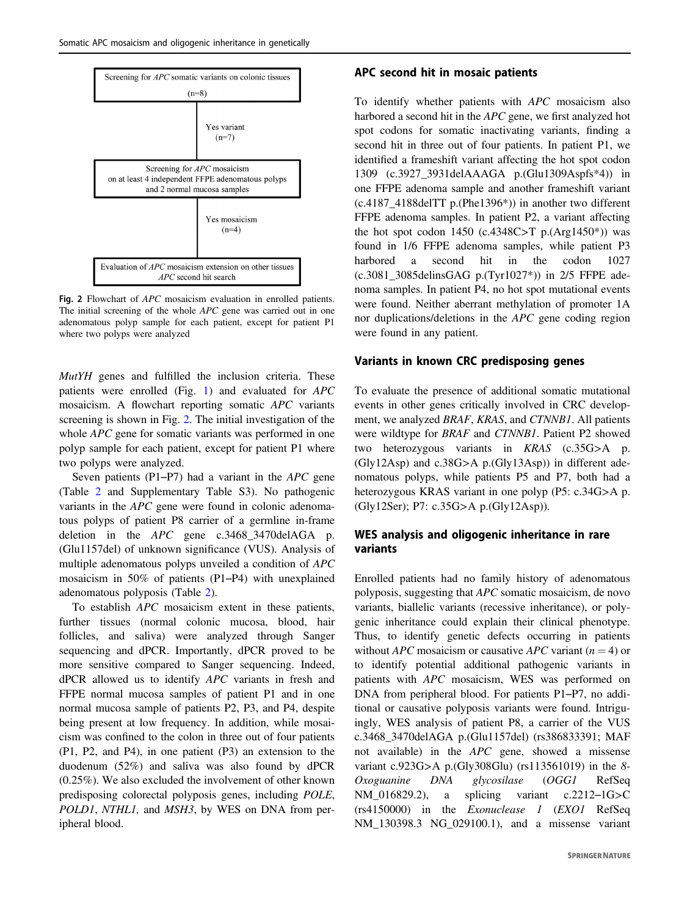Screening for *APC* somatic variants on colonic tissues (n=8)

Yes variant (n=7)

Screening for *APC* mosaicism on at least 4 independent FFPE adenomatous polyps and 2 normal mucosa samples

Yes mosaicism (n=4)

Evaluation of *APC* mosaicism extension on other tissues *APC* second hit search

**Fig. 2** Flowchart of *APC* mosaicism evaluation in enrolled patients. The initial screening of the whole *APC* gene for somatic variants was carried out in one adenomatous polyp sample for each patient, except for patient P1 where two polyps were analyzed

*MutYH* genes and fulfilled the inclusion criteria. These patients were enrolled (Fig. 1) and evaluated for *APC* mosaicism. A flowchart reporting somatic *APC* variants screening is shown in Fig. 2. The initial investigation of the whole *APC* gene for somatic variants was performed in one polyp sample for each patient, except for patient P1 where two polyps were analyzed.

Seven patients (P1–P7) had a variant in the *APC* gene (Table 2 and Supplementary Table S3). No pathogenic variants in the *APC* gene were found in colonic adenomatous polyps of patient P8 carrier of a germline in-frame deletion in the *APC* gene c.3468_3470delAGA p.(Glu1157del) of unknown significance (VUS). Analysis of multiple adenomatous polyps unveiled a condition of *APC* mosaicism in 50% of patients (P1–P4) with unexplained adenomatous polyposis (Table 2).

To establish *APC* mosaicism extent in these patients, further tissues (normal colonic mucosa, blood, hair follicles, and saliva) were analyzed through Sanger sequencing and dPCR. Importantly, dPCR proved to be more sensitive compared to Sanger sequencing. Indeed, dPCR allowed us to identify *APC* variants in fresh and FFPE normal mucosa samples of patient P1 and in one normal mucosa sample of patients P2, P3, and P4, despite being present at low frequency. In addition, while mosaicism was confined to the colon in three out of four patients (P1, P2, and P4), in one patient (P3) an extension to the duodenum (52%) and saliva was also found by dPCR (0.25%). We also excluded the involvement of other known predisposing colorectal polyposis genes, including *POLE*, *POLD1*, *NTHL1*, and *MSH3*, by WES on DNA from peripheral blood.

### APC second hit in mosaic patients

To identify whether patients with *APC* mosaicism also harbored a second hit in the *APC* gene, we first analyzed hot spot codons for somatic inactivating variants, finding a second hit in three out of four patients. In patient P1, we identified a frameshift variant affecting the hot spot codon 1309 (c.3927_3931delAAAGA p.(Glu1309Aspfs*4)) in one FFPE adenoma sample and another frameshift variant (c.4187_4188delTT p.(Phe1396*)) in another two different FFPE adenoma samples. In patient P2, a variant affecting the hot spot codon 1450 (c.4348C>T p.(Arg1450*)) was found in 1/6 FFPE adenoma samples, while patient P3 harbored a second hit in the codon 1027 (c.3081_3085delinsGAG p.(Tyr1027*)) in 2/5 FFPE adenoma samples. In patient P4, no hot spot mutational events were found. Neither aberrant methylation of promoter 1A nor duplications/deletions in the *APC* gene coding region were found in any patient.

### Variants in known CRC predisposing genes

To evaluate the presence of additional somatic mutational events in other genes critically involved in CRC development, we analyzed *BRAF*, *KRAS*, and *CTNNB1*. All patients were wildtype for *BRAF* and *CTNNB1*. Patient P2 showed two heterozygous variants in *KRAS* (c.35G>A p.(Gly12Asp) and c.38G>A p.(Gly13Asp)) in different adenomatous polyps, while patients P5 and P7, both had a heterozygous KRAS variant in one polyp (P5: c.34G>A p.(Gly12Ser); P7: c.35G>A p.(Gly12Asp)).

### WES analysis and oligogenic inheritance in rare variants

Enrolled patients had no family history of adenomatous polyposis, suggesting that *APC* somatic mosaicism, de novo variants, biallelic variants (recessive inheritance), or polygenic inheritance could explain their clinical phenotype. Thus, to identify genetic defects occurring in patients without *APC* mosaicism or causative *APC* variant ($n = 4$) or to identify potential additional pathogenic variants in patients with *APC* mosaicism, WES was performed on DNA from peripheral blood. For patients P1–P7, no additional or causative polyposis variants were found. Intriguingly, WES analysis of patient P8, a carrier of the VUS c.3468_3470delAGA p.(Glu1157del) (rs386833391; MAF not available) in the *APC* gene, showed a missense variant c.923G>A p.(Gly308Glu) (rs113561019) in the *8-Oxoguanine DNA glycosilase* (*OGG1* RefSeq NM_016829.2), a splicing variant c.2212–1G>C (rs4150000) in the *Exonuclease 1* (*EXO1* RefSeq NM_130398.3 NG_029100.1), and a missense variant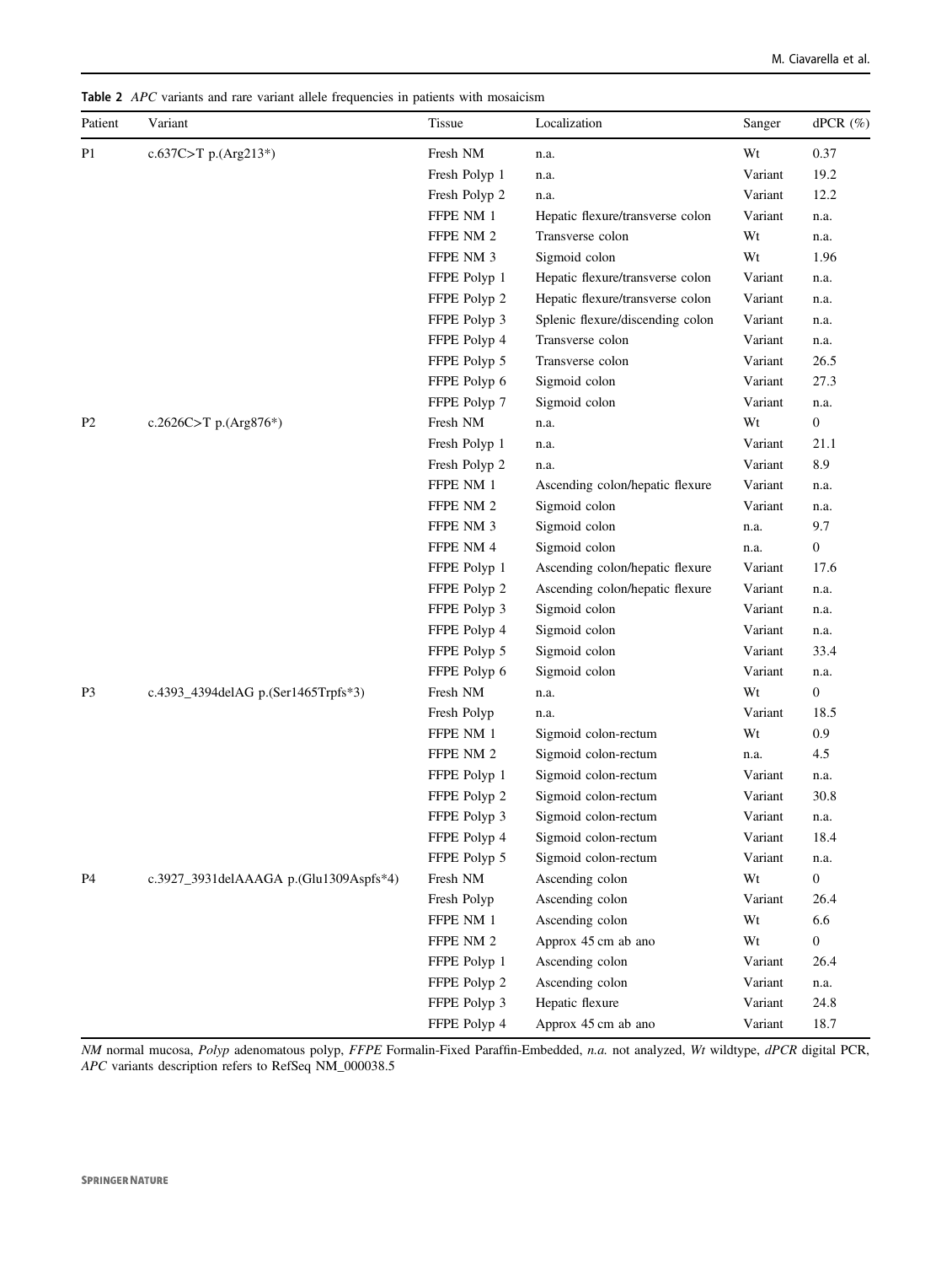**Table 2** *APC* variants and rare variant allele frequencies in patients with mosaicism

| Patient | Variant | Tissue | Localization | Sanger | dPCR (%) |
|---|---|---|---|---|---|
| P1 | c.637C>T p.(Arg213*) | Fresh NM | n.a. | Wt | 0.37 |
| | | Fresh Polyp 1 | n.a. | Variant | 19.2 |
| | | Fresh Polyp 2 | n.a. | Variant | 12.2 |
| | | FFPE NM 1 | Hepatic flexure/transverse colon | Variant | n.a. |
| | | FFPE NM 2 | Transverse colon | Wt | n.a. |
| | | FFPE NM 3 | Sigmoid colon | Wt | 1.96 |
| | | FFPE Polyp 1 | Hepatic flexure/transverse colon | Variant | n.a. |
| | | FFPE Polyp 2 | Hepatic flexure/transverse colon | Variant | n.a. |
| | | FFPE Polyp 3 | Splenic flexure/discending colon | Variant | n.a. |
| | | FFPE Polyp 4 | Transverse colon | Variant | n.a. |
| | | FFPE Polyp 5 | Transverse colon | Variant | 26.5 |
| | | FFPE Polyp 6 | Sigmoid colon | Variant | 27.3 |
| | | FFPE Polyp 7 | Sigmoid colon | Variant | n.a. |
| P2 | c.2626C>T p.(Arg876*) | Fresh NM | n.a. | Wt | 0 |
| | | Fresh Polyp 1 | n.a. | Variant | 21.1 |
| | | Fresh Polyp 2 | n.a. | Variant | 8.9 |
| | | FFPE NM 1 | Ascending colon/hepatic flexure | Variant | n.a. |
| | | FFPE NM 2 | Sigmoid colon | Variant | n.a. |
| | | FFPE NM 3 | Sigmoid colon | n.a. | 9.7 |
| | | FFPE NM 4 | Sigmoid colon | n.a. | 0 |
| | | FFPE Polyp 1 | Ascending colon/hepatic flexure | Variant | 17.6 |
| | | FFPE Polyp 2 | Ascending colon/hepatic flexure | Variant | n.a. |
| | | FFPE Polyp 3 | Sigmoid colon | Variant | n.a. |
| | | FFPE Polyp 4 | Sigmoid colon | Variant | n.a. |
| | | FFPE Polyp 5 | Sigmoid colon | Variant | 33.4 |
| | | FFPE Polyp 6 | Sigmoid colon | Variant | n.a. |
| P3 | c.4393_4394delAG p.(Ser1465Trpfs*3) | Fresh NM | n.a. | Wt | 0 |
| | | Fresh Polyp | n.a. | Variant | 18.5 |
| | | FFPE NM 1 | Sigmoid colon-rectum | Wt | 0.9 |
| | | FFPE NM 2 | Sigmoid colon-rectum | n.a. | 4.5 |
| | | FFPE Polyp 1 | Sigmoid colon-rectum | Variant | n.a. |
| | | FFPE Polyp 2 | Sigmoid colon-rectum | Variant | 30.8 |
| | | FFPE Polyp 3 | Sigmoid colon-rectum | Variant | n.a. |
| | | FFPE Polyp 4 | Sigmoid colon-rectum | Variant | 18.4 |
| | | FFPE Polyp 5 | Sigmoid colon-rectum | Variant | n.a. |
| P4 | c.3927_3931delAAAGA p.(Glu1309Aspfs*4) | Fresh NM | Ascending colon | Wt | 0 |
| | | Fresh Polyp | Ascending colon | Variant | 26.4 |
| | | FFPE NM 1 | Ascending colon | Wt | 6.6 |
| | | FFPE NM 2 | Approx 45 cm ab ano | Wt | 0 |
| | | FFPE Polyp 1 | Ascending colon | Variant | 26.4 |
| | | FFPE Polyp 2 | Ascending colon | Variant | n.a. |
| | | FFPE Polyp 3 | Hepatic flexure | Variant | 24.8 |
| | | FFPE Polyp 4 | Approx 45 cm ab ano | Variant | 18.7 |

*NM* normal mucosa, *Polyp* adenomatous polyp, *FFPE* Formalin-Fixed Paraffin-Embedded, *n.a.* not analyzed, *Wt* wildtype, *dPCR* digital PCR, *APC* variants description refers to RefSeq NM_000038.5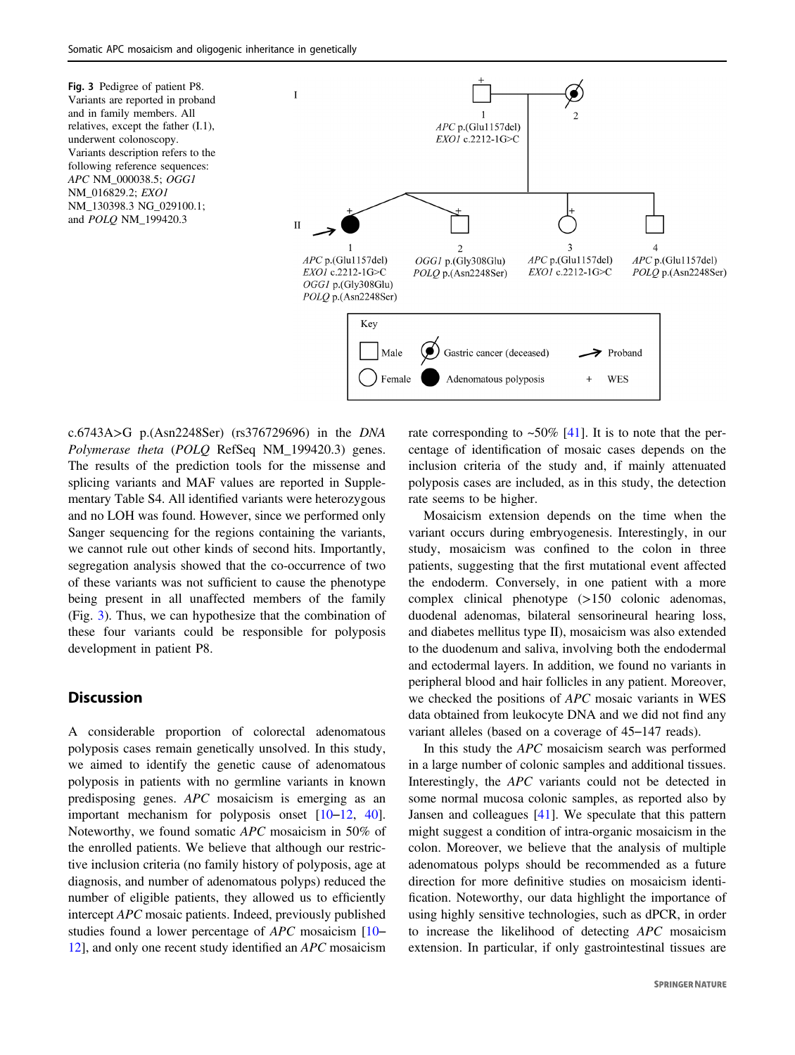**Fig. 3** Pedigree of patient P8. Variants are reported in proband and in family members. All relatives, except the father (I.1), underwent colonoscopy. Variants description refers to the following reference sequences: *APC* NM_000038.5; *OGG1* NM_016829.2; *EXO1* NM_130398.3 NG_029100.1; and *POLQ* NM_199420.3

c.6743A>G p.(Asn2248Ser) (rs376729696) in the *DNA Polymerase theta* (*POLQ* RefSeq NM_199420.3) genes. The results of the prediction tools for the missense and splicing variants and MAF values are reported in Supplementary Table S4. All identified variants were heterozygous and no LOH was found. However, since we performed only Sanger sequencing for the regions containing the variants, we cannot rule out other kinds of second hits. Importantly, segregation analysis showed that the co-occurrence of two of these variants was not sufficient to cause the phenotype being present in all unaffected members of the family (Fig. 3). Thus, we can hypothesize that the combination of these four variants could be responsible for polyposis development in patient P8.

## Discussion

A considerable proportion of colorectal adenomatous polyposis cases remain genetically unsolved. In this study, we aimed to identify the genetic cause of adenomatous polyposis in patients with no germline variants in known predisposing genes. *APC* mosaicism is emerging as an important mechanism for polyposis onset [10–12, 40]. Noteworthy, we found somatic *APC* mosaicism in 50% of the enrolled patients. We believe that although our restrictive inclusion criteria (no family history of polyposis, age at diagnosis, and number of adenomatous polyps) reduced the number of eligible patients, they allowed us to efficiently intercept *APC* mosaic patients. Indeed, previously published studies found a lower percentage of *APC* mosaicism [10–12], and only one recent study identified an *APC* mosaicism rate corresponding to ~50% [41]. It is to note that the percentage of identification of mosaic cases depends on the inclusion criteria of the study and, if mainly attenuated polyposis cases are included, as in this study, the detection rate seems to be higher.

Mosaicism extension depends on the time when the variant occurs during embryogenesis. Interestingly, in our study, mosaicism was confined to the colon in three patients, suggesting that the first mutational event affected the endoderm. Conversely, in one patient with a more complex clinical phenotype (>150 colonic adenomas, duodenal adenomas, bilateral sensorineural hearing loss, and diabetes mellitus type II), mosaicism was also extended to the duodenum and saliva, involving both the endodermal and ectodermal layers. In addition, we found no variants in peripheral blood and hair follicles in any patient. Moreover, we checked the positions of *APC* mosaic variants in WES data obtained from leukocyte DNA and we did not find any variant alleles (based on a coverage of 45–147 reads).

In this study the *APC* mosaicism search was performed in a large number of colonic samples and additional tissues. Interestingly, the *APC* variants could not be detected in some normal mucosa colonic samples, as reported also by Jansen and colleagues [41]. We speculate that this pattern might suggest a condition of intra-organic mosaicism in the colon. Moreover, we believe that the analysis of multiple adenomatous polyps should be recommended as a future direction for more definitive studies on mosaicism identification. Noteworthy, our data highlight the importance of using highly sensitive technologies, such as dPCR, in order to increase the likelihood of detecting *APC* mosaicism extension. In particular, if only gastrointestinal tissues are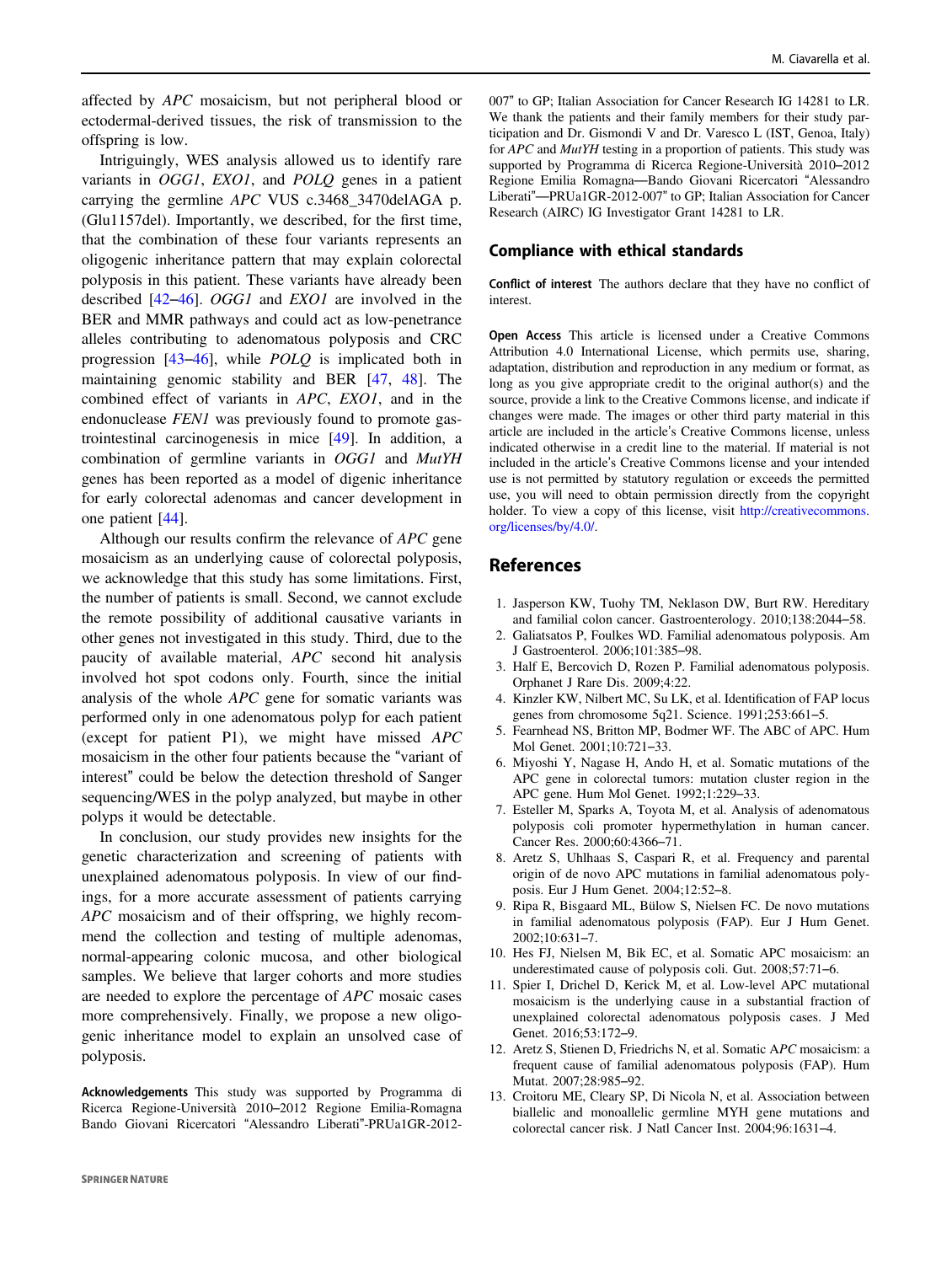affected by *APC* mosaicism, but not peripheral blood or ectodermal-derived tissues, the risk of transmission to the offspring is low.

Intriguingly, WES analysis allowed us to identify rare variants in *OGG1*, *EXO1*, and *POLQ* genes in a patient carrying the germline *APC* VUS c.3468_3470delAGA p.(Glu1157del). Importantly, we described, for the first time, that the combination of these four variants represents an oligogenic inheritance pattern that may explain colorectal polyposis in this patient. These variants have already been described [42–46]. *OGG1* and *EXO1* are involved in the BER and MMR pathways and could act as low-penetrance alleles contributing to adenomatous polyposis and CRC progression [43–46], while *POLQ* is implicated both in maintaining genomic stability and BER [47, 48]. The combined effect of variants in *APC*, *EXO1*, and in the endonuclease *FEN1* was previously found to promote gastrointestinal carcinogenesis in mice [49]. In addition, a combination of germline variants in *OGG1* and *MutYH* genes has been reported as a model of digenic inheritance for early colorectal adenomas and cancer development in one patient [44].

Although our results confirm the relevance of *APC* gene mosaicism as an underlying cause of colorectal polyposis, we acknowledge that this study has some limitations. First, the number of patients is small. Second, we cannot exclude the remote possibility of additional causative variants in other genes not investigated in this study. Third, due to the paucity of available material, *APC* second hit analysis involved hot spot codons only. Fourth, since the initial analysis of the whole *APC* gene for somatic variants was performed only in one adenomatous polyp for each patient (except for patient P1), we might have missed *APC* mosaicism in the other four patients because the "variant of interest" could be below the detection threshold of Sanger sequencing/WES in the polyp analyzed, but maybe in other polyps it would be detectable.

In conclusion, our study provides new insights for the genetic characterization and screening of patients with unexplained adenomatous polyposis. In view of our findings, for a more accurate assessment of patients carrying *APC* mosaicism and of their offspring, we highly recommend the collection and testing of multiple adenomas, normal-appearing colonic mucosa, and other biological samples. We believe that larger cohorts and more studies are needed to explore the percentage of *APC* mosaic cases more comprehensively. Finally, we propose a new oligogenic inheritance model to explain an unsolved case of polyposis.

**Acknowledgements** This study was supported by Programma di Ricerca Regione-Università 2010–2012 Regione Emilia-Romagna Bando Giovani Ricercatori "Alessandro Liberati"-PRUa1GR-2012-007" to GP; Italian Association for Cancer Research IG 14281 to LR. We thank the patients and their family members for their study participation and Dr. Gismondi V and Dr. Varesco L (IST, Genoa, Italy) for *APC* and *MutYH* testing in a proportion of patients. This study was supported by Programma di Ricerca Regione-Università 2010–2012 Regione Emilia Romagna—Bando Giovani Ricercatori "Alessandro Liberati"—PRUa1GR-2012-007" to GP; Italian Association for Cancer Research (AIRC) IG Investigator Grant 14281 to LR.

## Compliance with ethical standards

**Conflict of interest** The authors declare that they have no conflict of interest.

**Open Access** This article is licensed under a Creative Commons Attribution 4.0 International License, which permits use, sharing, adaptation, distribution and reproduction in any medium or format, as long as you give appropriate credit to the original author(s) and the source, provide a link to the Creative Commons license, and indicate if changes were made. The images or other third party material in this article are included in the article's Creative Commons license, unless indicated otherwise in a credit line to the material. If material is not included in the article's Creative Commons license and your intended use is not permitted by statutory regulation or exceeds the permitted use, you will need to obtain permission directly from the copyright holder. To view a copy of this license, visit http://creativecommons.org/licenses/by/4.0/.

## References

1. Jasperson KW, Tuohy TM, Neklason DW, Burt RW. Hereditary and familial colon cancer. Gastroenterology. 2010;138:2044–58.
2. Galiatsatos P, Foulkes WD. Familial adenomatous polyposis. Am J Gastroenterol. 2006;101:385–98.
3. Half E, Bercovich D, Rozen P. Familial adenomatous polyposis. Orphanet J Rare Dis. 2009;4:22.
4. Kinzler KW, Nilbert MC, Su LK, et al. Identification of FAP locus genes from chromosome 5q21. Science. 1991;253:661–5.
5. Fearnhead NS, Britton MP, Bodmer WF. The ABC of APC. Hum Mol Genet. 2001;10:721–33.
6. Miyoshi Y, Nagase H, Ando H, et al. Somatic mutations of the APC gene in colorectal tumors: mutation cluster region in the APC gene. Hum Mol Genet. 1992;1:229–33.
7. Esteller M, Sparks A, Toyota M, et al. Analysis of adenomatous polyposis coli promoter hypermethylation in human cancer. Cancer Res. 2000;60:4366–71.
8. Aretz S, Uhlhaas S, Caspari R, et al. Frequency and parental origin of de novo APC mutations in familial adenomatous polyposis. Eur J Hum Genet. 2004;12:52–8.
9. Ripa R, Bisgaard ML, Bülow S, Nielsen FC. De novo mutations in familial adenomatous polyposis (FAP). Eur J Hum Genet. 2002;10:631–7.
10. Hes FJ, Nielsen M, Bik EC, et al. Somatic APC mosaicism: an underestimated cause of polyposis coli. Gut. 2008;57:71–6.
11. Spier I, Drichel D, Kerick M, et al. Low-level APC mutational mosaicism is the underlying cause in a substantial fraction of unexplained colorectal adenomatous polyposis cases. J Med Genet. 2016;53:172–9.
12. Aretz S, Stienen D, Friedrichs N, et al. Somatic A*PC* mosaicism: a frequent cause of familial adenomatous polyposis (FAP). Hum Mutat. 2007;28:985–92.
13. Croitoru ME, Cleary SP, Di Nicola N, et al. Association between biallelic and monoallelic germline MYH gene mutations and colorectal cancer risk. J Natl Cancer Inst. 2004;96:1631–4.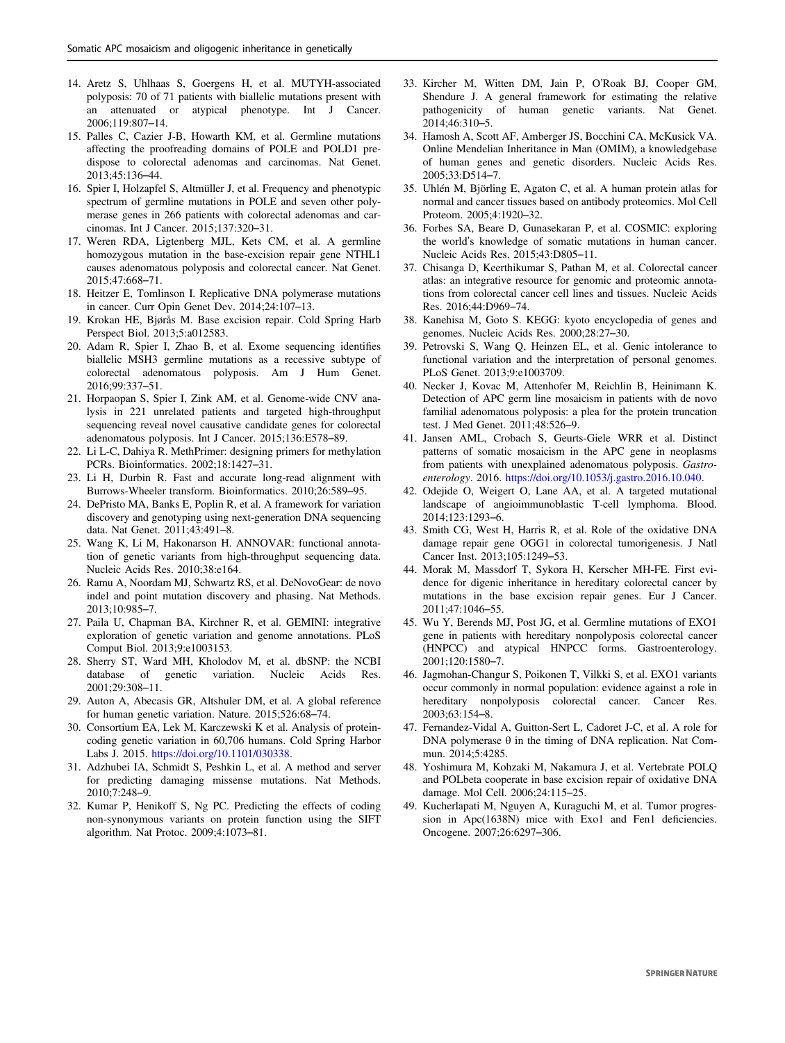14. Aretz S, Uhlhaas S, Goergens H, et al. MUTYH-associated polyposis: 70 of 71 patients with biallelic mutations present with an attenuated or atypical phenotype. Int J Cancer. 2006;119:807–14.
15. Palles C, Cazier J-B, Howarth KM, et al. Germline mutations affecting the proofreading domains of POLE and POLD1 predispose to colorectal adenomas and carcinomas. Nat Genet. 2013;45:136–44.
16. Spier I, Holzapfel S, Altmüller J, et al. Frequency and phenotypic spectrum of germline mutations in POLE and seven other polymerase genes in 266 patients with colorectal adenomas and carcinomas. Int J Cancer. 2015;137:320–31.
17. Weren RDA, Ligtenberg MJL, Kets CM, et al. A germline homozygous mutation in the base-excision repair gene NTHL1 causes adenomatous polyposis and colorectal cancer. Nat Genet. 2015;47:668–71.
18. Heitzer E, Tomlinson I. Replicative DNA polymerase mutations in cancer. Curr Opin Genet Dev. 2014;24:107–13.
19. Krokan HE, Bjørås M. Base excision repair. Cold Spring Harb Perspect Biol. 2013;5:a012583.
20. Adam R, Spier I, Zhao B, et al. Exome sequencing identifies biallelic MSH3 germline mutations as a recessive subtype of colorectal adenomatous polyposis. Am J Hum Genet. 2016;99:337–51.
21. Horpaopan S, Spier I, Zink AM, et al. Genome-wide CNV analysis in 221 unrelated patients and targeted high-throughput sequencing reveal novel causative candidate genes for colorectal adenomatous polyposis. Int J Cancer. 2015;136:E578–89.
22. Li L-C, Dahiya R. MethPrimer: designing primers for methylation PCRs. Bioinformatics. 2002;18:1427–31.
23. Li H, Durbin R. Fast and accurate long-read alignment with Burrows-Wheeler transform. Bioinformatics. 2010;26:589–95.
24. DePristo MA, Banks E, Poplin R, et al. A framework for variation discovery and genotyping using next-generation DNA sequencing data. Nat Genet. 2011;43:491–8.
25. Wang K, Li M, Hakonarson H. ANNOVAR: functional annotation of genetic variants from high-throughput sequencing data. Nucleic Acids Res. 2010;38:e164.
26. Ramu A, Noordam MJ, Schwartz RS, et al. DeNovoGear: de novo indel and point mutation discovery and phasing. Nat Methods. 2013;10:985–7.
27. Paila U, Chapman BA, Kirchner R, et al. GEMINI: integrative exploration of genetic variation and genome annotations. PLoS Comput Biol. 2013;9:e1003153.
28. Sherry ST, Ward MH, Kholodov M, et al. dbSNP: the NCBI database of genetic variation. Nucleic Acids Res. 2001;29:308–11.
29. Auton A, Abecasis GR, Altshuler DM, et al. A global reference for human genetic variation. Nature. 2015;526:68–74.
30. Consortium EA, Lek M, Karczewski K et al. Analysis of protein-coding genetic variation in 60,706 humans. Cold Spring Harbor Labs J. 2015. https://doi.org/10.1101/030338.
31. Adzhubei IA, Schmidt S, Peshkin L, et al. A method and server for predicting damaging missense mutations. Nat Methods. 2010;7:248–9.
32. Kumar P, Henikoff S, Ng PC. Predicting the effects of coding non-synonymous variants on protein function using the SIFT algorithm. Nat Protoc. 2009;4:1073–81.
33. Kircher M, Witten DM, Jain P, O'Roak BJ, Cooper GM, Shendure J. A general framework for estimating the relative pathogenicity of human genetic variants. Nat Genet. 2014;46:310–5.
34. Hamosh A, Scott AF, Amberger JS, Bocchini CA, McKusick VA. Online Mendelian Inheritance in Man (OMIM), a knowledgebase of human genes and genetic disorders. Nucleic Acids Res. 2005;33:D514–7.
35. Uhlén M, Björling E, Agaton C, et al. A human protein atlas for normal and cancer tissues based on antibody proteomics. Mol Cell Proteom. 2005;4:1920–32.
36. Forbes SA, Beare D, Gunasekaran P, et al. COSMIC: exploring the world's knowledge of somatic mutations in human cancer. Nucleic Acids Res. 2015;43:D805–11.
37. Chisanga D, Keerthikumar S, Pathan M, et al. Colorectal cancer atlas: an integrative resource for genomic and proteomic annotations from colorectal cancer cell lines and tissues. Nucleic Acids Res. 2016;44:D969–74.
38. Kanehisa M, Goto S. KEGG: kyoto encyclopedia of genes and genomes. Nucleic Acids Res. 2000;28:27–30.
39. Petrovski S, Wang Q, Heinzen EL, et al. Genic intolerance to functional variation and the interpretation of personal genomes. PLoS Genet. 2013;9:e1003709.
40. Necker J, Kovac M, Attenhofer M, Reichlin B, Heinimann K. Detection of APC germ line mosaicism in patients with de novo familial adenomatous polyposis: a plea for the protein truncation test. J Med Genet. 2011;48:526–9.
41. Jansen AML, Crobach S, Geurts-Giele WRR et al. Distinct patterns of somatic mosaicism in the APC gene in neoplasms from patients with unexplained adenomatous polyposis. *Gastroenterology*. 2016. https://doi.org/10.1053/j.gastro.2016.10.040.
42. Odejide O, Weigert O, Lane AA, et al. A targeted mutational landscape of angioimmunoblastic T-cell lymphoma. Blood. 2014;123:1293–6.
43. Smith CG, West H, Harris R, et al. Role of the oxidative DNA damage repair gene OGG1 in colorectal tumorigenesis. J Natl Cancer Inst. 2013;105:1249–53.
44. Morak M, Massdorf T, Sykora H, Kerscher MH-FE. First evidence for digenic inheritance in hereditary colorectal cancer by mutations in the base excision repair genes. Eur J Cancer. 2011;47:1046–55.
45. Wu Y, Berends MJ, Post JG, et al. Germline mutations of EXO1 gene in patients with hereditary nonpolyposis colorectal cancer (HNPCC) and atypical HNPCC forms. Gastroenterology. 2001;120:1580–7.
46. Jagmohan-Changur S, Poikonen T, Vilkki S, et al. EXO1 variants occur commonly in normal population: evidence against a role in hereditary nonpolyposis colorectal cancer. Cancer Res. 2003;63:154–8.
47. Fernandez-Vidal A, Guitton-Sert L, Cadoret J-C, et al. A role for DNA polymerase θ in the timing of DNA replication. Nat Commun. 2014;5:4285.
48. Yoshimura M, Kohzaki M, Nakamura J, et al. Vertebrate POLQ and POLbeta cooperate in base excision repair of oxidative DNA damage. Mol Cell. 2006;24:115–25.
49. Kucherlapati M, Nguyen A, Kuraguchi M, et al. Tumor progression in Apc(1638N) mice with Exo1 and Fen1 deficiencies. Oncogene. 2007;26:6297–306.